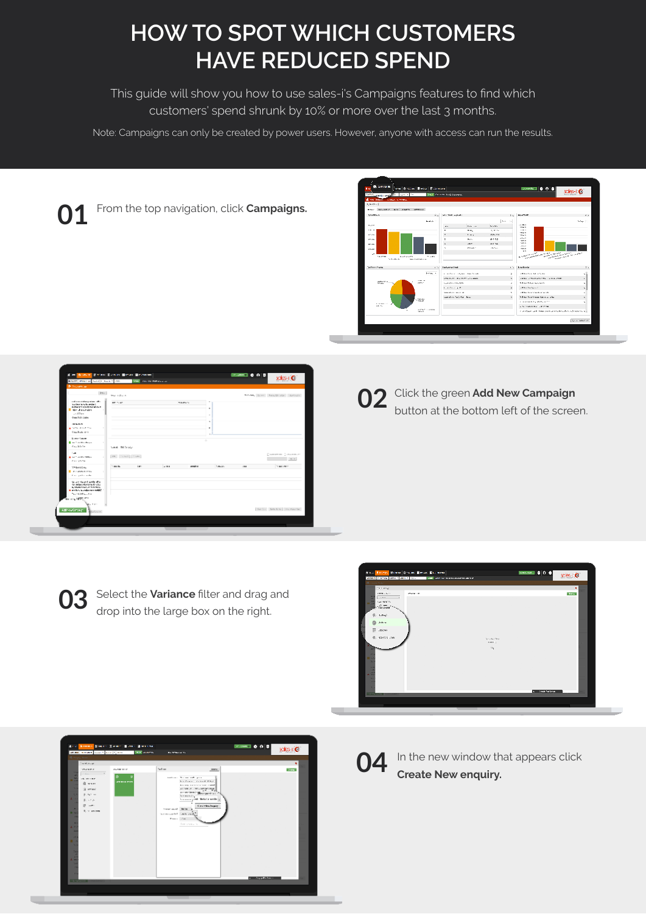# HOW TO SPOT WHICH CUSTOMERS HAVE REDUCED SPEND

This guide will show you how to use sales-i's Campaigns features to find which customers' spend shrunk by 10% or more over the last 3 months.

Note: Campaigns can only be created by power users. However, anyone with access can run the results.

**01** From the top navigation, click **Campaigns.**

**02** Click the green **Add New Campaign** button at the bottom left of the screen.

**03** Select the **Variance** filter and drag and drop into the large box on the right.

**04** In the new window that appears click **Create New enquiry.**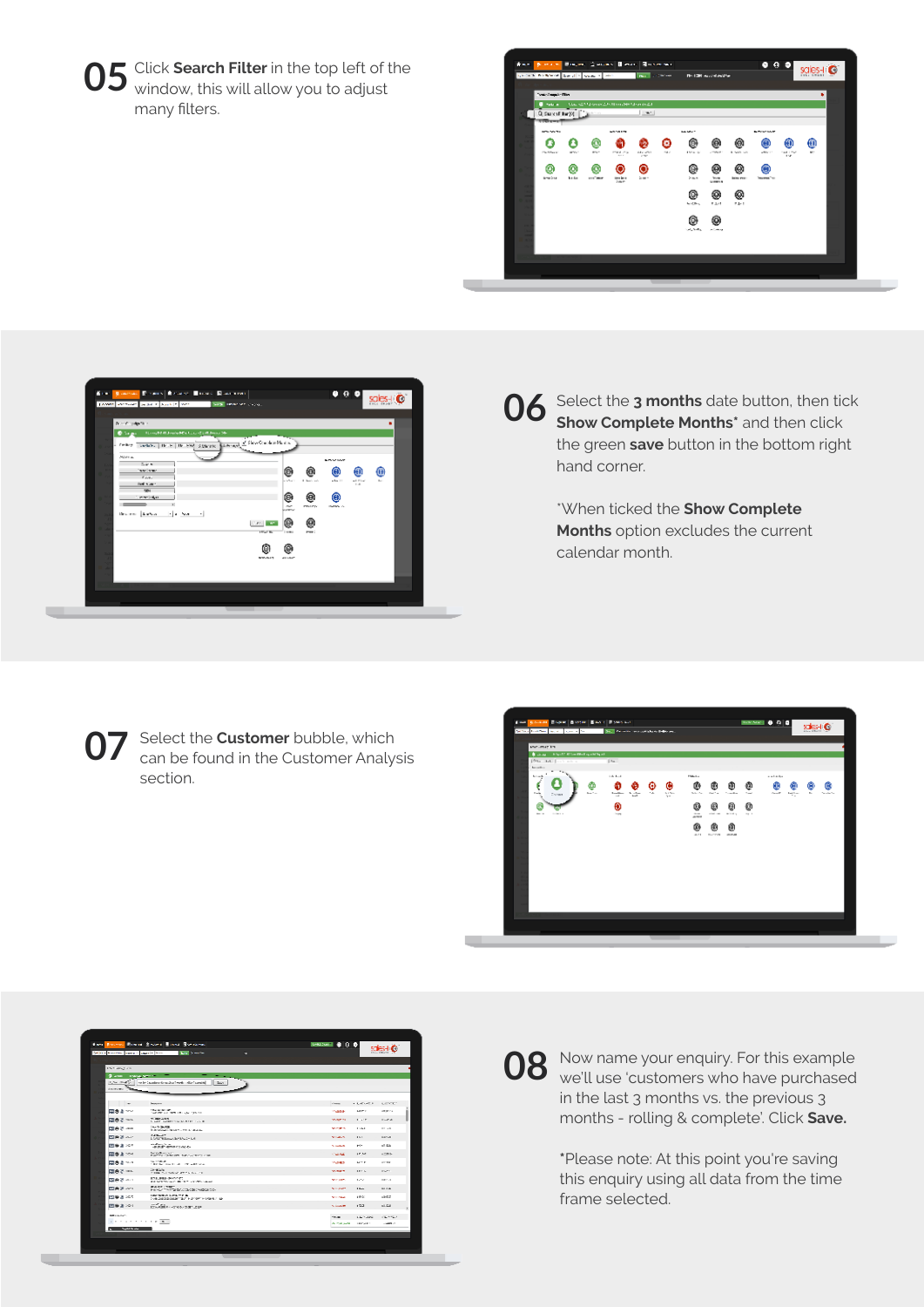**05** Click **Search Filter** in the top left of the window, this will allow you to adjust many filters.

**06** Select the **3 months** date button, then tick **Show Complete Months*** and then click the green **save** button in the bottom right hand corner.

*When ticked the **Show Complete Months** option excludes the current calendar month.

**07** Select the **Customer** bubble, which can be found in the Customer Analysis section.

**08** Now name your enquiry. For this example we'll use 'customers who have purchased in the last 3 months vs. the previous 3 months - rolling & complete'. Click **Save.**

*Please note: At this point you're saving this enquiry using all data from the time frame selected.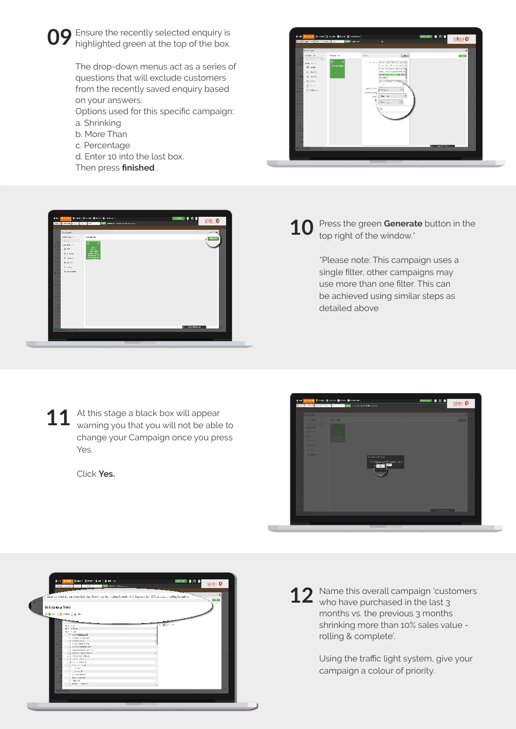**09** Ensure the recently selected enquiry is highlighted green at the top of the box.

The drop-down menus act as a series of questions that will exclude customers from the recently saved enquiry based on your answers.
Options used for this specific campaign:
a. Shrinking
b. More Than
c. Percentage
d. Enter 10 into the last box.
Then press **finished** .

**10** Press the green **Generate** button in the top right of the window.*

*Please note: This campaign uses a single filter, other campaigns may use more than one filter. This can be achieved using similar steps as detailed above

**11** At this stage a black box will appear warning you that you will not be able to change your Campaign once you press Yes.

Click **Yes.**

**12** Name this overall campaign 'customers who have purchased in the last 3 months vs. the previous 3 months shrinking more than 10% sales value - rolling & complete'.

Using the traffic light system, give your campaign a colour of priority.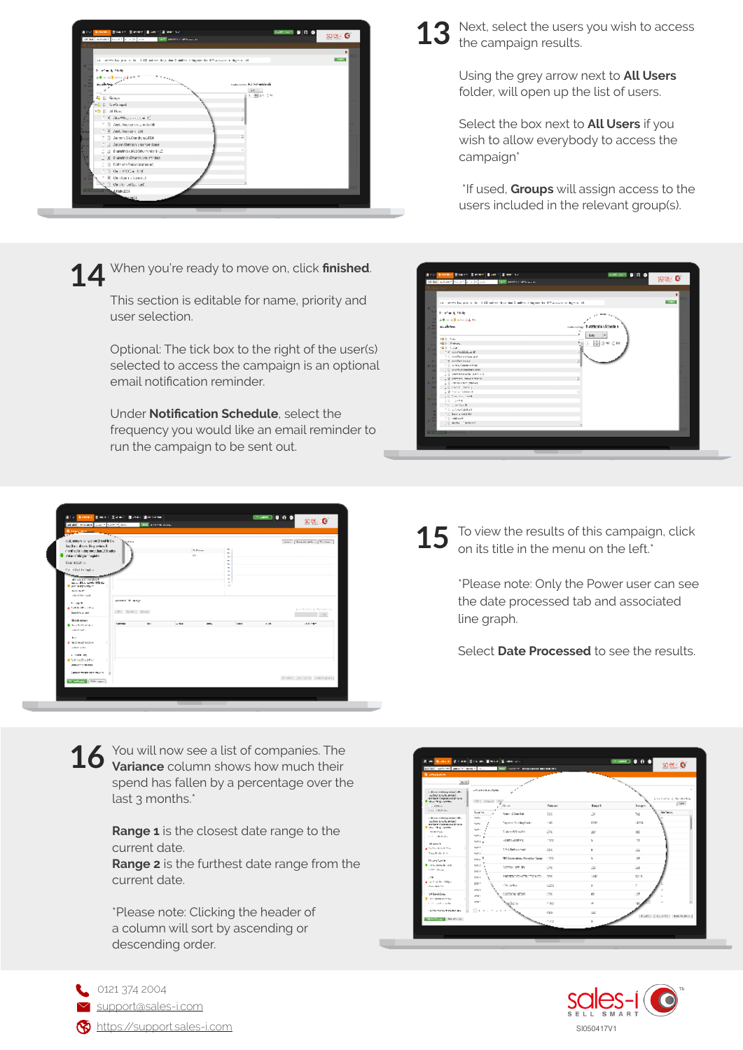## 13

Next, select the users you wish to access the campaign results.

Using the grey arrow next to **All Users** folder, will open up the list of users.

Select the box next to **All Users** if you wish to allow everybody to access the campaign*

*If used, **Groups** will assign access to the users included in the relevant group(s).

## 14

When you're ready to move on, click **finished**.

This section is editable for name, priority and user selection.

Optional: The tick box to the right of the user(s) selected to access the campaign is an optional email notification reminder.

Under **Notification Schedule**, select the frequency you would like an email reminder to run the campaign to be sent out.

## 15

To view the results of this campaign, click on its title in the menu on the left.*

*Please note: Only the Power user can see the date processed tab and associated line graph.

Select **Date Processed** to see the results.

## 16

You will now see a list of companies. The **Variance** column shows how much their spend has fallen by a percentage over the last 3 months.*

**Range 1** is the closest date range to the current date.
**Range 2** is the furthest date range from the current date.

*Please note: Clicking the header of a column will sort by ascending or descending order.

0121 374 2004
support@sales-i.com
https://support.sales-i.com

sales-i SELL SMART

SI050417V1